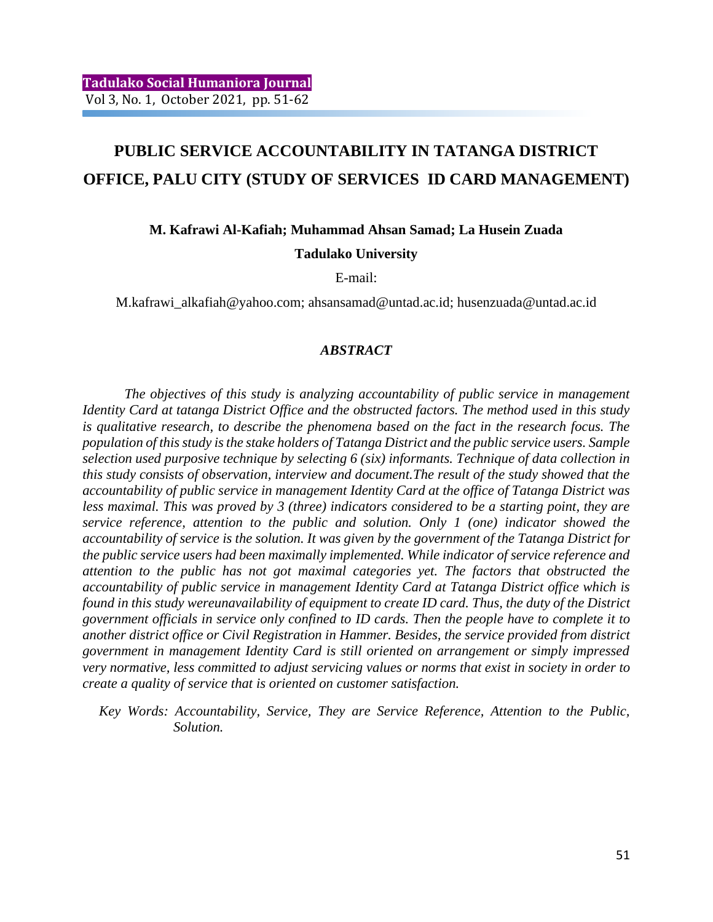# PUBLIC SERVICE ACCOUNTABILITY IN TATANGA DISTRICT OFFICE, PALU CITY (STUDY OF SERVICES ID CARD MANAGEMENT)

**M. Kafrawi Al-Kafiah; Muhammad Ahsan Samad; La Husein Zuada**

**Tadulako University**

E-mail:

M.kafrawi_alkafiah@yahoo.com; ahsansamad@untad.ac.id; husenzuada@untad.ac.id

***ABSTRACT***

*The objectives of this study is analyzing accountability of public service in management Identity Card at tatanga District Office and the obstructed factors. The method used in this study is qualitative research, to describe the phenomena based on the fact in the research focus. The population of this study is the stake holders of Tatanga District and the public service users. Sample selection used purposive technique by selecting 6 (six) informants. Technique of data collection in this study consists of observation, interview and document.The result of the study showed that the accountability of public service in management Identity Card at the office of Tatanga District was less maximal. This was proved by 3 (three) indicators considered to be a starting point, they are service reference, attention to the public and solution. Only 1 (one) indicator showed the accountability of service is the solution. It was given by the government of the Tatanga District for the public service users had been maximally implemented. While indicator of service reference and attention to the public has not got maximal categories yet. The factors that obstructed the accountability of public service in management Identity Card at Tatanga District office which is found in this study wereunavailability of equipment to create ID card. Thus, the duty of the District government officials in service only confined to ID cards. Then the people have to complete it to another district office or Civil Registration in Hammer. Besides, the service provided from district government in management Identity Card is still oriented on arrangement or simply impressed very normative, less committed to adjust servicing values or norms that exist in society in order to create a quality of service that is oriented on customer satisfaction.*

*Key Words: Accountability, Service, They are Service Reference, Attention to the Public, Solution.*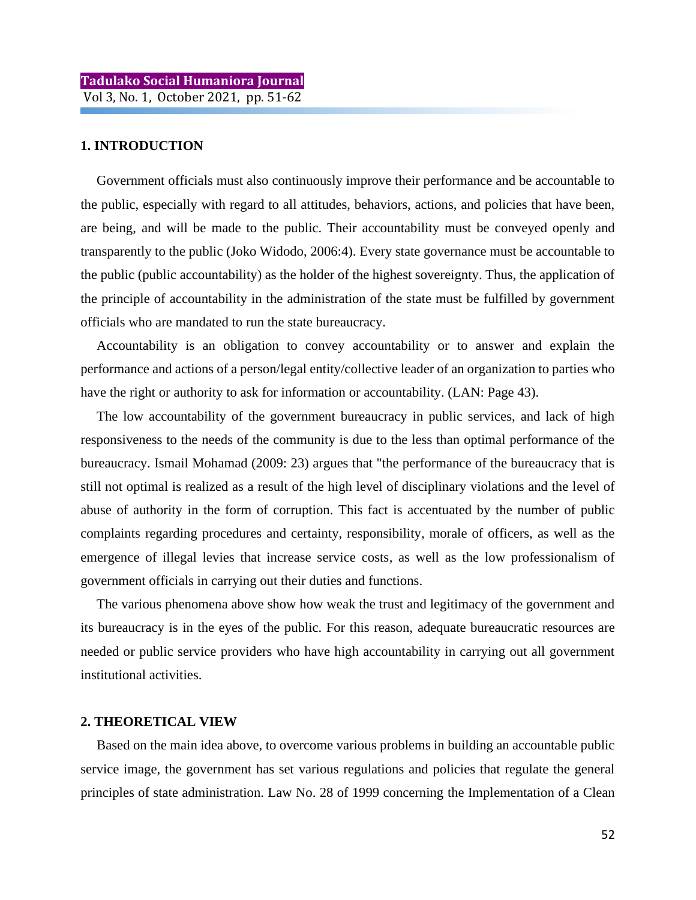## 1. INTRODUCTION

Government officials must also continuously improve their performance and be accountable to the public, especially with regard to all attitudes, behaviors, actions, and policies that have been, are being, and will be made to the public. Their accountability must be conveyed openly and transparently to the public (Joko Widodo, 2006:4). Every state governance must be accountable to the public (public accountability) as the holder of the highest sovereignty. Thus, the application of the principle of accountability in the administration of the state must be fulfilled by government officials who are mandated to run the state bureaucracy.

Accountability is an obligation to convey accountability or to answer and explain the performance and actions of a person/legal entity/collective leader of an organization to parties who have the right or authority to ask for information or accountability. (LAN: Page 43).

The low accountability of the government bureaucracy in public services, and lack of high responsiveness to the needs of the community is due to the less than optimal performance of the bureaucracy. Ismail Mohamad (2009: 23) argues that "the performance of the bureaucracy that is still not optimal is realized as a result of the high level of disciplinary violations and the level of abuse of authority in the form of corruption. This fact is accentuated by the number of public complaints regarding procedures and certainty, responsibility, morale of officers, as well as the emergence of illegal levies that increase service costs, as well as the low professionalism of government officials in carrying out their duties and functions.

The various phenomena above show how weak the trust and legitimacy of the government and its bureaucracy is in the eyes of the public. For this reason, adequate bureaucratic resources are needed or public service providers who have high accountability in carrying out all government institutional activities.

## 2. THEORETICAL VIEW

Based on the main idea above, to overcome various problems in building an accountable public service image, the government has set various regulations and policies that regulate the general principles of state administration. Law No. 28 of 1999 concerning the Implementation of a Clean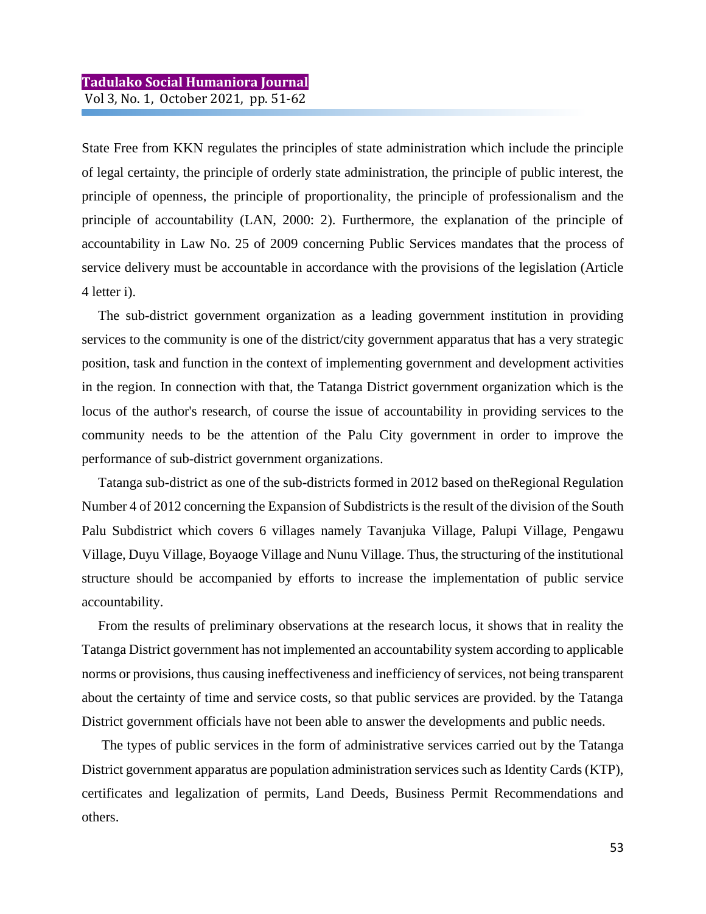State Free from KKN regulates the principles of state administration which include the principle of legal certainty, the principle of orderly state administration, the principle of public interest, the principle of openness, the principle of proportionality, the principle of professionalism and the principle of accountability (LAN, 2000: 2). Furthermore, the explanation of the principle of accountability in Law No. 25 of 2009 concerning Public Services mandates that the process of service delivery must be accountable in accordance with the provisions of the legislation (Article 4 letter i).

The sub-district government organization as a leading government institution in providing services to the community is one of the district/city government apparatus that has a very strategic position, task and function in the context of implementing government and development activities in the region. In connection with that, the Tatanga District government organization which is the locus of the author's research, of course the issue of accountability in providing services to the community needs to be the attention of the Palu City government in order to improve the performance of sub-district government organizations.

Tatanga sub-district as one of the sub-districts formed in 2012 based on theRegional Regulation Number 4 of 2012 concerning the Expansion of Subdistricts is the result of the division of the South Palu Subdistrict which covers 6 villages namely Tavanjuka Village, Palupi Village, Pengawu Village, Duyu Village, Boyaoge Village and Nunu Village. Thus, the structuring of the institutional structure should be accompanied by efforts to increase the implementation of public service accountability.

From the results of preliminary observations at the research locus, it shows that in reality the Tatanga District government has not implemented an accountability system according to applicable norms or provisions, thus causing ineffectiveness and inefficiency of services, not being transparent about the certainty of time and service costs, so that public services are provided. by the Tatanga District government officials have not been able to answer the developments and public needs.

The types of public services in the form of administrative services carried out by the Tatanga District government apparatus are population administration services such as Identity Cards (KTP), certificates and legalization of permits, Land Deeds, Business Permit Recommendations and others.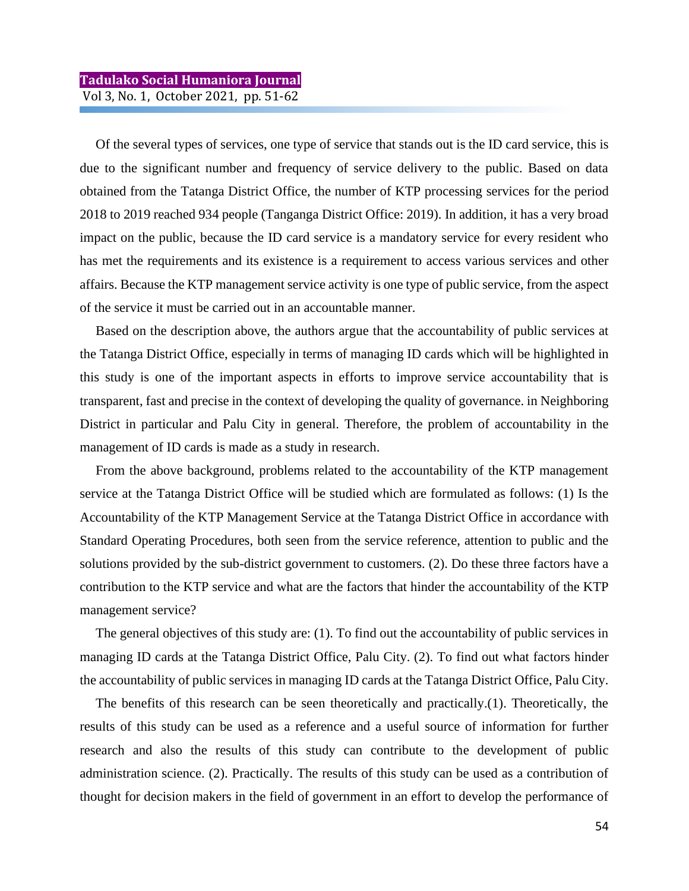Of the several types of services, one type of service that stands out is the ID card service, this is due to the significant number and frequency of service delivery to the public. Based on data obtained from the Tatanga District Office, the number of KTP processing services for the period 2018 to 2019 reached 934 people (Tanganga District Office: 2019). In addition, it has a very broad impact on the public, because the ID card service is a mandatory service for every resident who has met the requirements and its existence is a requirement to access various services and other affairs. Because the KTP management service activity is one type of public service, from the aspect of the service it must be carried out in an accountable manner.

Based on the description above, the authors argue that the accountability of public services at the Tatanga District Office, especially in terms of managing ID cards which will be highlighted in this study is one of the important aspects in efforts to improve service accountability that is transparent, fast and precise in the context of developing the quality of governance. in Neighboring District in particular and Palu City in general. Therefore, the problem of accountability in the management of ID cards is made as a study in research.

From the above background, problems related to the accountability of the KTP management service at the Tatanga District Office will be studied which are formulated as follows: (1) Is the Accountability of the KTP Management Service at the Tatanga District Office in accordance with Standard Operating Procedures, both seen from the service reference, attention to public and the solutions provided by the sub-district government to customers. (2). Do these three factors have a contribution to the KTP service and what are the factors that hinder the accountability of the KTP management service?

The general objectives of this study are: (1). To find out the accountability of public services in managing ID cards at the Tatanga District Office, Palu City. (2). To find out what factors hinder the accountability of public services in managing ID cards at the Tatanga District Office, Palu City.

The benefits of this research can be seen theoretically and practically.(1). Theoretically, the results of this study can be used as a reference and a useful source of information for further research and also the results of this study can contribute to the development of public administration science. (2). Practically. The results of this study can be used as a contribution of thought for decision makers in the field of government in an effort to develop the performance of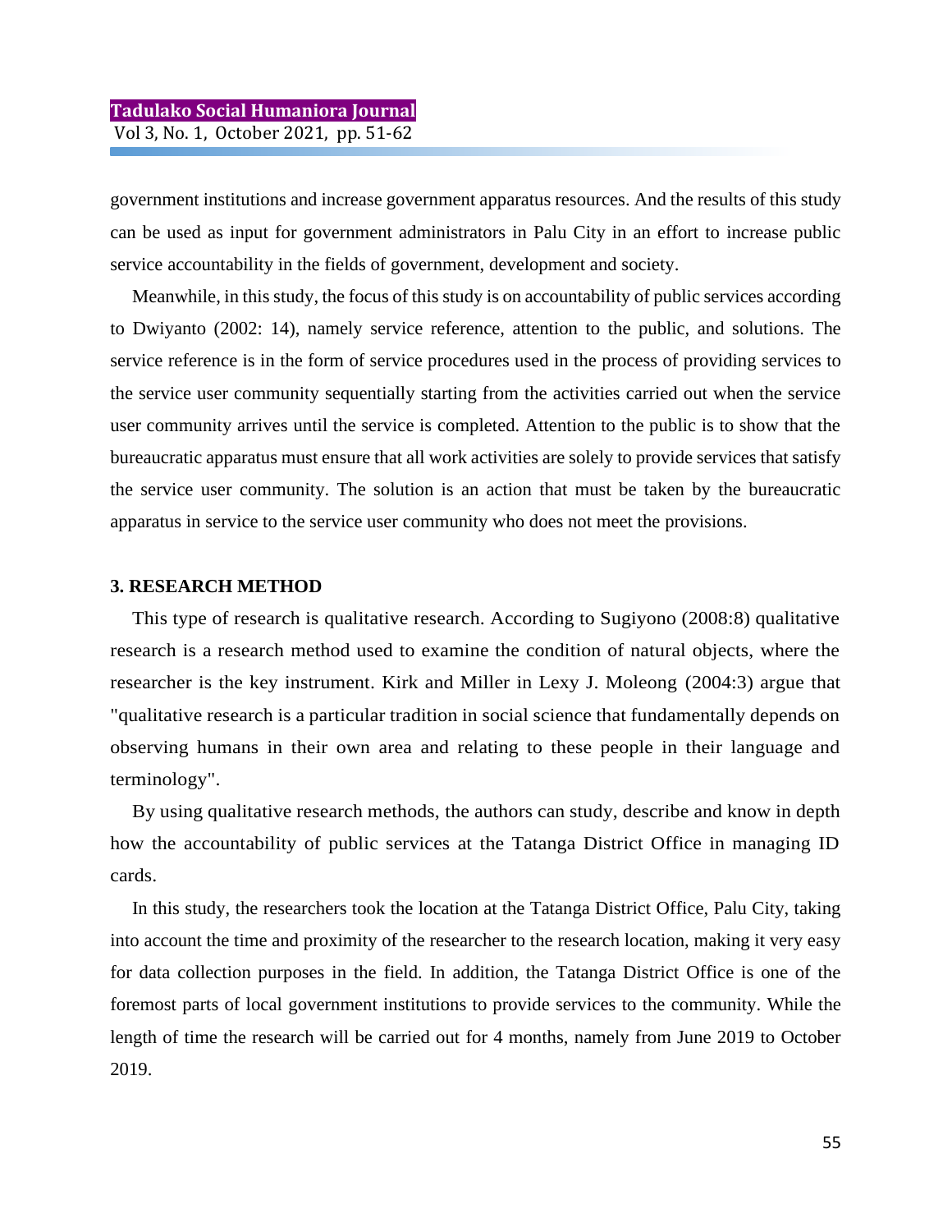government institutions and increase government apparatus resources. And the results of this study can be used as input for government administrators in Palu City in an effort to increase public service accountability in the fields of government, development and society.

Meanwhile, in this study, the focus of this study is on accountability of public services according to Dwiyanto (2002: 14), namely service reference, attention to the public, and solutions. The service reference is in the form of service procedures used in the process of providing services to the service user community sequentially starting from the activities carried out when the service user community arrives until the service is completed. Attention to the public is to show that the bureaucratic apparatus must ensure that all work activities are solely to provide services that satisfy the service user community. The solution is an action that must be taken by the bureaucratic apparatus in service to the service user community who does not meet the provisions.

## 3. RESEARCH METHOD

This type of research is qualitative research. According to Sugiyono (2008:8) qualitative research is a research method used to examine the condition of natural objects, where the researcher is the key instrument. Kirk and Miller in Lexy J. Moleong (2004:3) argue that "qualitative research is a particular tradition in social science that fundamentally depends on observing humans in their own area and relating to these people in their language and terminology".

By using qualitative research methods, the authors can study, describe and know in depth how the accountability of public services at the Tatanga District Office in managing ID cards.

In this study, the researchers took the location at the Tatanga District Office, Palu City, taking into account the time and proximity of the researcher to the research location, making it very easy for data collection purposes in the field. In addition, the Tatanga District Office is one of the foremost parts of local government institutions to provide services to the community. While the length of time the research will be carried out for 4 months, namely from June 2019 to October 2019.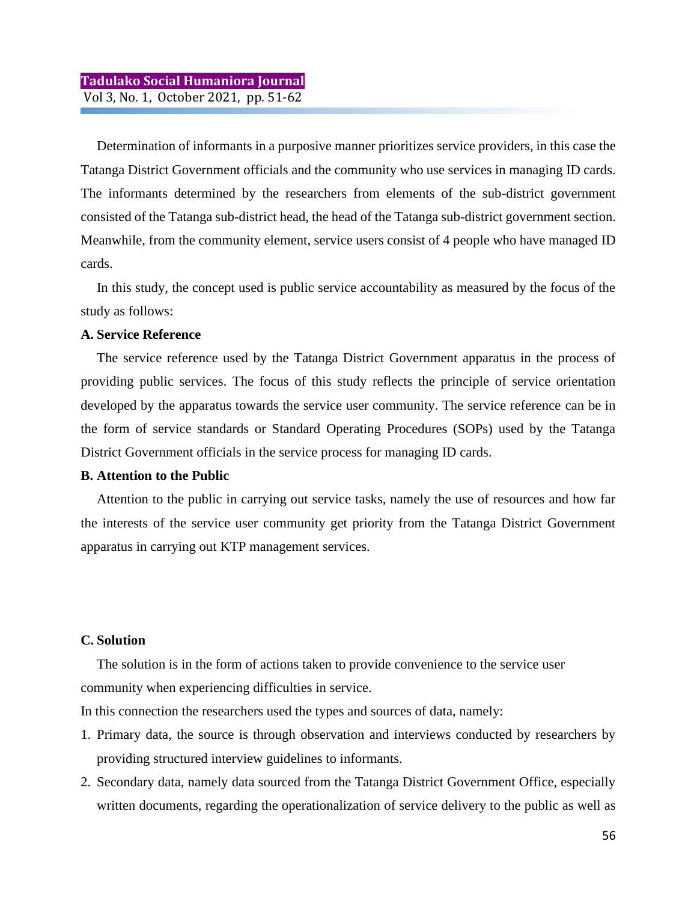Determination of informants in a purposive manner prioritizes service providers, in this case the Tatanga District Government officials and the community who use services in managing ID cards. The informants determined by the researchers from elements of the sub-district government consisted of the Tatanga sub-district head, the head of the Tatanga sub-district government section. Meanwhile, from the community element, service users consist of 4 people who have managed ID cards.

In this study, the concept used is public service accountability as measured by the focus of the study as follows:

**A. Service Reference**

The service reference used by the Tatanga District Government apparatus in the process of providing public services. The focus of this study reflects the principle of service orientation developed by the apparatus towards the service user community. The service reference can be in the form of service standards or Standard Operating Procedures (SOPs) used by the Tatanga District Government officials in the service process for managing ID cards.

**B. Attention to the Public**

Attention to the public in carrying out service tasks, namely the use of resources and how far the interests of the service user community get priority from the Tatanga District Government apparatus in carrying out KTP management services.

**C. Solution**

The solution is in the form of actions taken to provide convenience to the service user community when experiencing difficulties in service.

In this connection the researchers used the types and sources of data, namely:

1. Primary data, the source is through observation and interviews conducted by researchers by providing structured interview guidelines to informants.
2. Secondary data, namely data sourced from the Tatanga District Government Office, especially written documents, regarding the operationalization of service delivery to the public as well as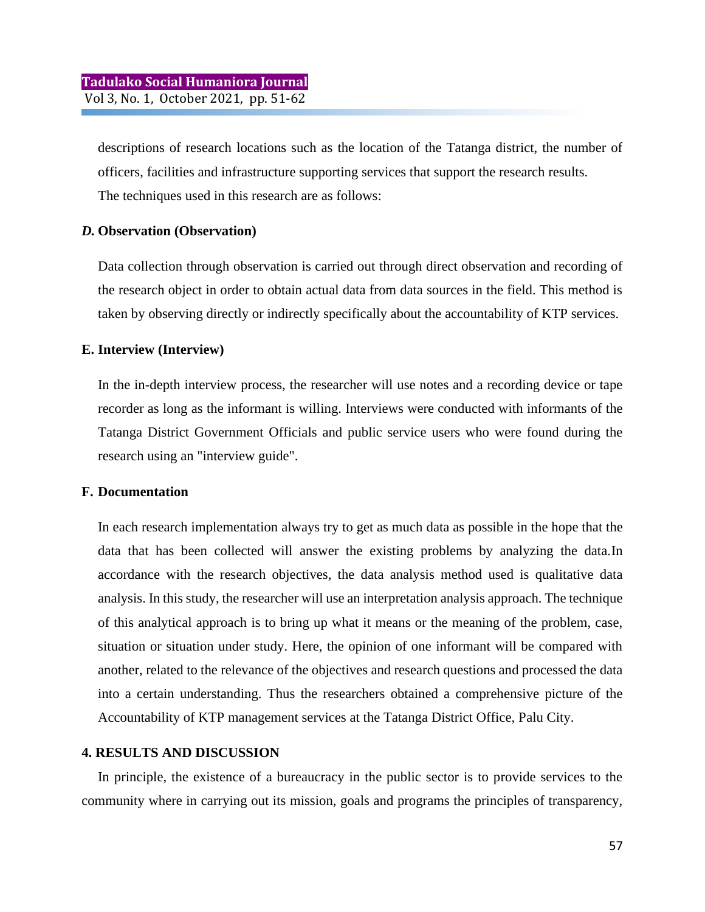descriptions of research locations such as the location of the Tatanga district, the number of officers, facilities and infrastructure supporting services that support the research results.

The techniques used in this research are as follows:

### *D.* Observation (Observation)

Data collection through observation is carried out through direct observation and recording of the research object in order to obtain actual data from data sources in the field. This method is taken by observing directly or indirectly specifically about the accountability of KTP services.

### E. Interview (Interview)

In the in-depth interview process, the researcher will use notes and a recording device or tape recorder as long as the informant is willing. Interviews were conducted with informants of the Tatanga District Government Officials and public service users who were found during the research using an "interview guide".

### F. Documentation

In each research implementation always try to get as much data as possible in the hope that the data that has been collected will answer the existing problems by analyzing the data.In accordance with the research objectives, the data analysis method used is qualitative data analysis. In this study, the researcher will use an interpretation analysis approach. The technique of this analytical approach is to bring up what it means or the meaning of the problem, case, situation or situation under study. Here, the opinion of one informant will be compared with another, related to the relevance of the objectives and research questions and processed the data into a certain understanding. Thus the researchers obtained a comprehensive picture of the Accountability of KTP management services at the Tatanga District Office, Palu City.

## 4. RESULTS AND DISCUSSION

In principle, the existence of a bureaucracy in the public sector is to provide services to the community where in carrying out its mission, goals and programs the principles of transparency,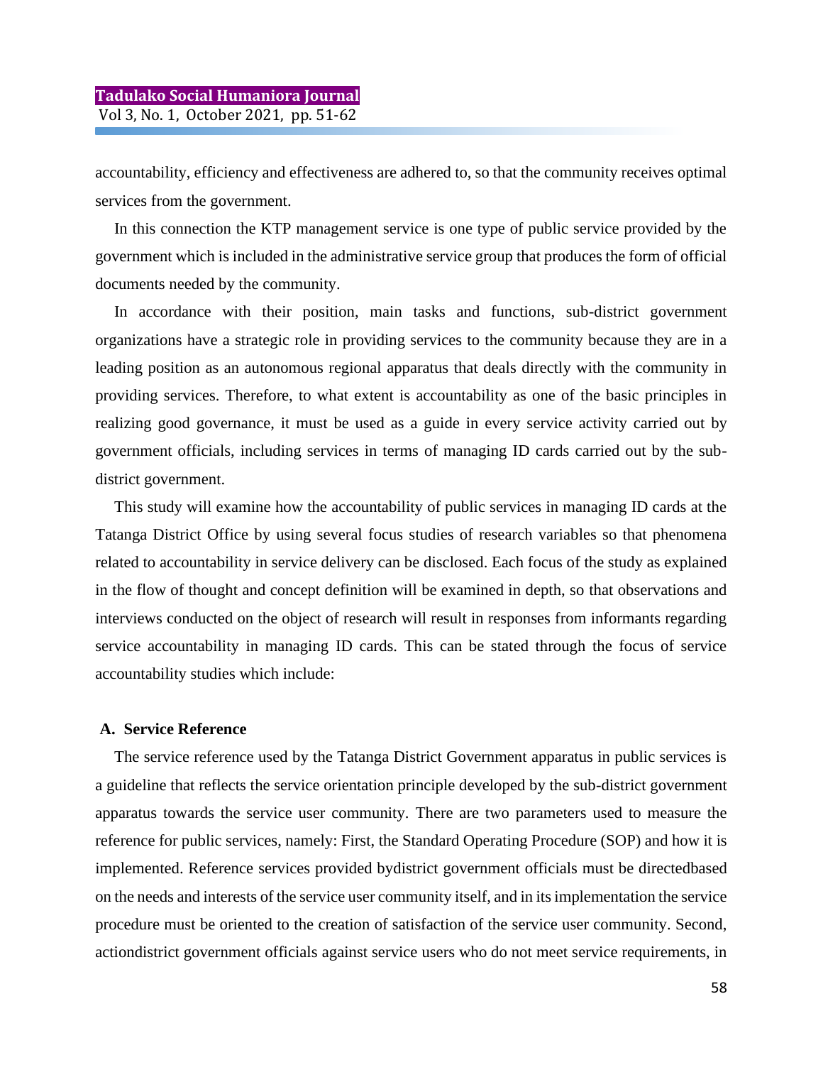accountability, efficiency and effectiveness are adhered to, so that the community receives optimal services from the government.

In this connection the KTP management service is one type of public service provided by the government which is included in the administrative service group that produces the form of official documents needed by the community.

In accordance with their position, main tasks and functions, sub-district government organizations have a strategic role in providing services to the community because they are in a leading position as an autonomous regional apparatus that deals directly with the community in providing services. Therefore, to what extent is accountability as one of the basic principles in realizing good governance, it must be used as a guide in every service activity carried out by government officials, including services in terms of managing ID cards carried out by the sub-district government.

This study will examine how the accountability of public services in managing ID cards at the Tatanga District Office by using several focus studies of research variables so that phenomena related to accountability in service delivery can be disclosed. Each focus of the study as explained in the flow of thought and concept definition will be examined in depth, so that observations and interviews conducted on the object of research will result in responses from informants regarding service accountability in managing ID cards. This can be stated through the focus of service accountability studies which include:

## A. Service Reference

The service reference used by the Tatanga District Government apparatus in public services is a guideline that reflects the service orientation principle developed by the sub-district government apparatus towards the service user community. There are two parameters used to measure the reference for public services, namely: First, the Standard Operating Procedure (SOP) and how it is implemented. Reference services provided bydistrict government officials must be directedbased on the needs and interests of the service user community itself, and in its implementation the service procedure must be oriented to the creation of satisfaction of the service user community. Second, actiondistrict government officials against service users who do not meet service requirements, in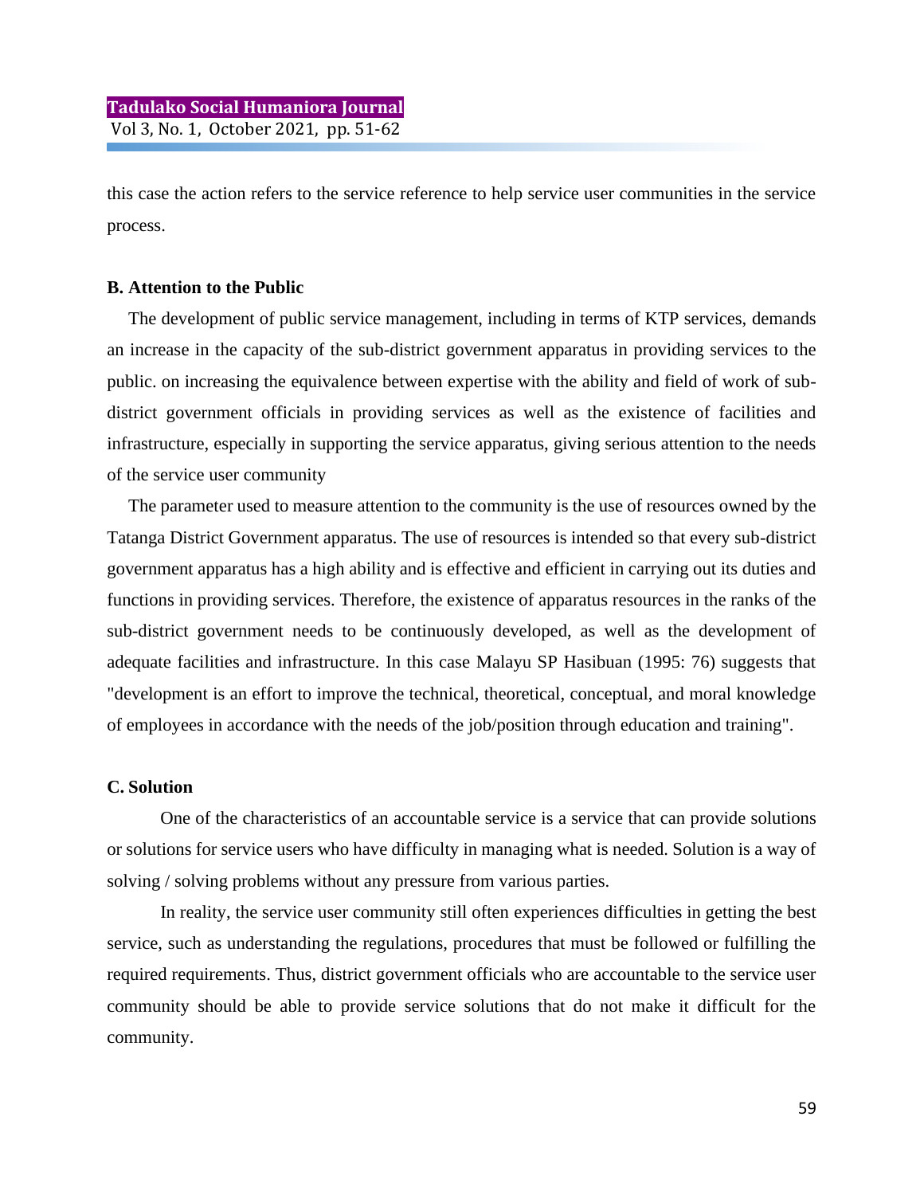this case the action refers to the service reference to help service user communities in the service process.

**B. Attention to the Public**

The development of public service management, including in terms of KTP services, demands an increase in the capacity of the sub-district government apparatus in providing services to the public. on increasing the equivalence between expertise with the ability and field of work of sub-district government officials in providing services as well as the existence of facilities and infrastructure, especially in supporting the service apparatus, giving serious attention to the needs of the service user community

The parameter used to measure attention to the community is the use of resources owned by the Tatanga District Government apparatus. The use of resources is intended so that every sub-district government apparatus has a high ability and is effective and efficient in carrying out its duties and functions in providing services. Therefore, the existence of apparatus resources in the ranks of the sub-district government needs to be continuously developed, as well as the development of adequate facilities and infrastructure. In this case Malayu SP Hasibuan (1995: 76) suggests that "development is an effort to improve the technical, theoretical, conceptual, and moral knowledge of employees in accordance with the needs of the job/position through education and training".

**C. Solution**

One of the characteristics of an accountable service is a service that can provide solutions or solutions for service users who have difficulty in managing what is needed. Solution is a way of solving / solving problems without any pressure from various parties.

In reality, the service user community still often experiences difficulties in getting the best service, such as understanding the regulations, procedures that must be followed or fulfilling the required requirements. Thus, district government officials who are accountable to the service user community should be able to provide service solutions that do not make it difficult for the community.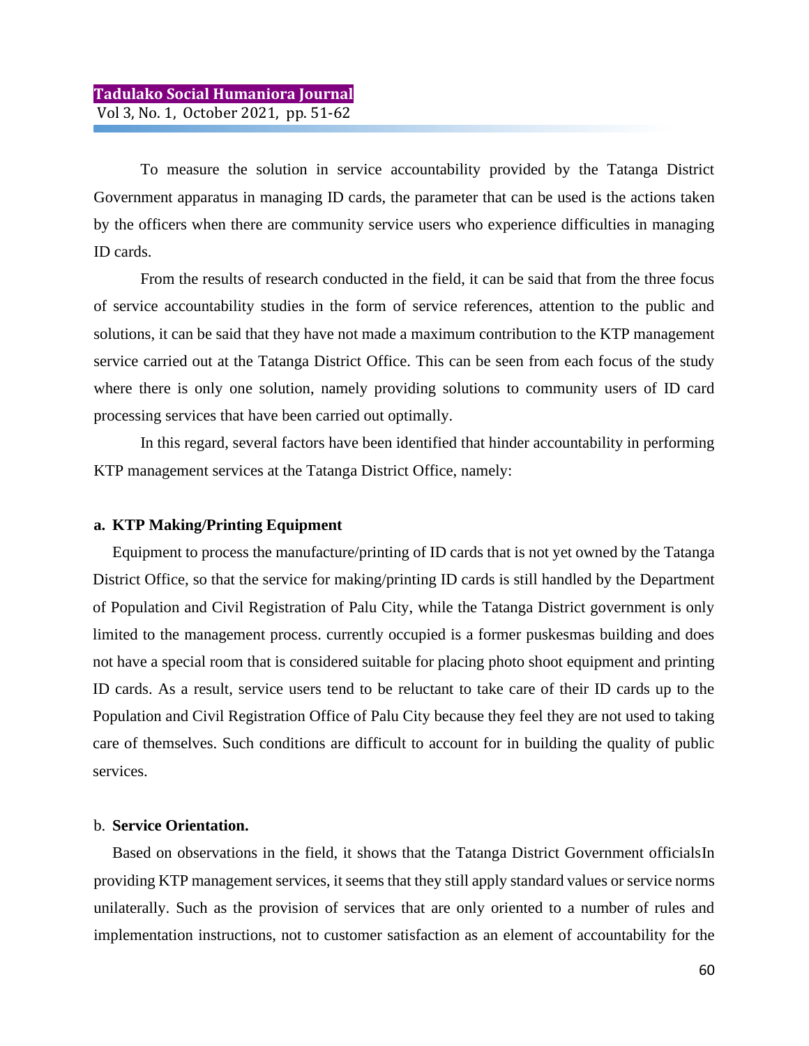To measure the solution in service accountability provided by the Tatanga District Government apparatus in managing ID cards, the parameter that can be used is the actions taken by the officers when there are community service users who experience difficulties in managing ID cards.

From the results of research conducted in the field, it can be said that from the three focus of service accountability studies in the form of service references, attention to the public and solutions, it can be said that they have not made a maximum contribution to the KTP management service carried out at the Tatanga District Office. This can be seen from each focus of the study where there is only one solution, namely providing solutions to community users of ID card processing services that have been carried out optimally.

In this regard, several factors have been identified that hinder accountability in performing KTP management services at the Tatanga District Office, namely:

**a. KTP Making/Printing Equipment**

Equipment to process the manufacture/printing of ID cards that is not yet owned by the Tatanga District Office, so that the service for making/printing ID cards is still handled by the Department of Population and Civil Registration of Palu City, while the Tatanga District government is only limited to the management process. currently occupied is a former puskesmas building and does not have a special room that is considered suitable for placing photo shoot equipment and printing ID cards. As a result, service users tend to be reluctant to take care of their ID cards up to the Population and Civil Registration Office of Palu City because they feel they are not used to taking care of themselves. Such conditions are difficult to account for in building the quality of public services.

b. **Service Orientation.**

Based on observations in the field, it shows that the Tatanga District Government officialsIn providing KTP management services, it seems that they still apply standard values or service norms unilaterally. Such as the provision of services that are only oriented to a number of rules and implementation instructions, not to customer satisfaction as an element of accountability for the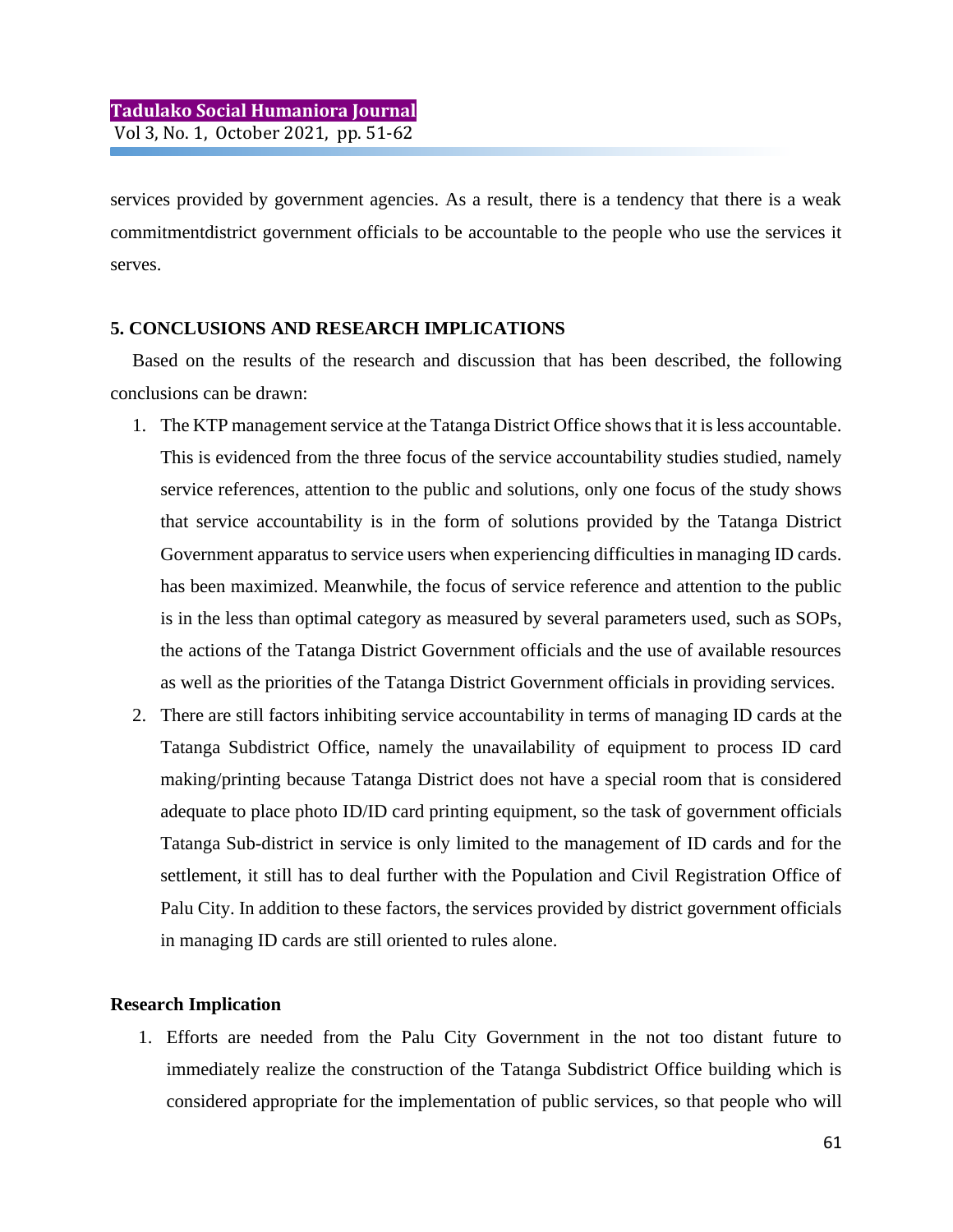services provided by government agencies. As a result, there is a tendency that there is a weak commitmentdistrict government officials to be accountable to the people who use the services it serves.

## 5. CONCLUSIONS AND RESEARCH IMPLICATIONS

Based on the results of the research and discussion that has been described, the following conclusions can be drawn:

1. The KTP management service at the Tatanga District Office shows that it is less accountable. This is evidenced from the three focus of the service accountability studies studied, namely service references, attention to the public and solutions, only one focus of the study shows that service accountability is in the form of solutions provided by the Tatanga District Government apparatus to service users when experiencing difficulties in managing ID cards. has been maximized. Meanwhile, the focus of service reference and attention to the public is in the less than optimal category as measured by several parameters used, such as SOPs, the actions of the Tatanga District Government officials and the use of available resources as well as the priorities of the Tatanga District Government officials in providing services.
2. There are still factors inhibiting service accountability in terms of managing ID cards at the Tatanga Subdistrict Office, namely the unavailability of equipment to process ID card making/printing because Tatanga District does not have a special room that is considered adequate to place photo ID/ID card printing equipment, so the task of government officials Tatanga Sub-district in service is only limited to the management of ID cards and for the settlement, it still has to deal further with the Population and Civil Registration Office of Palu City. In addition to these factors, the services provided by district government officials in managing ID cards are still oriented to rules alone.

### Research Implication

1. Efforts are needed from the Palu City Government in the not too distant future to immediately realize the construction of the Tatanga Subdistrict Office building which is considered appropriate for the implementation of public services, so that people who will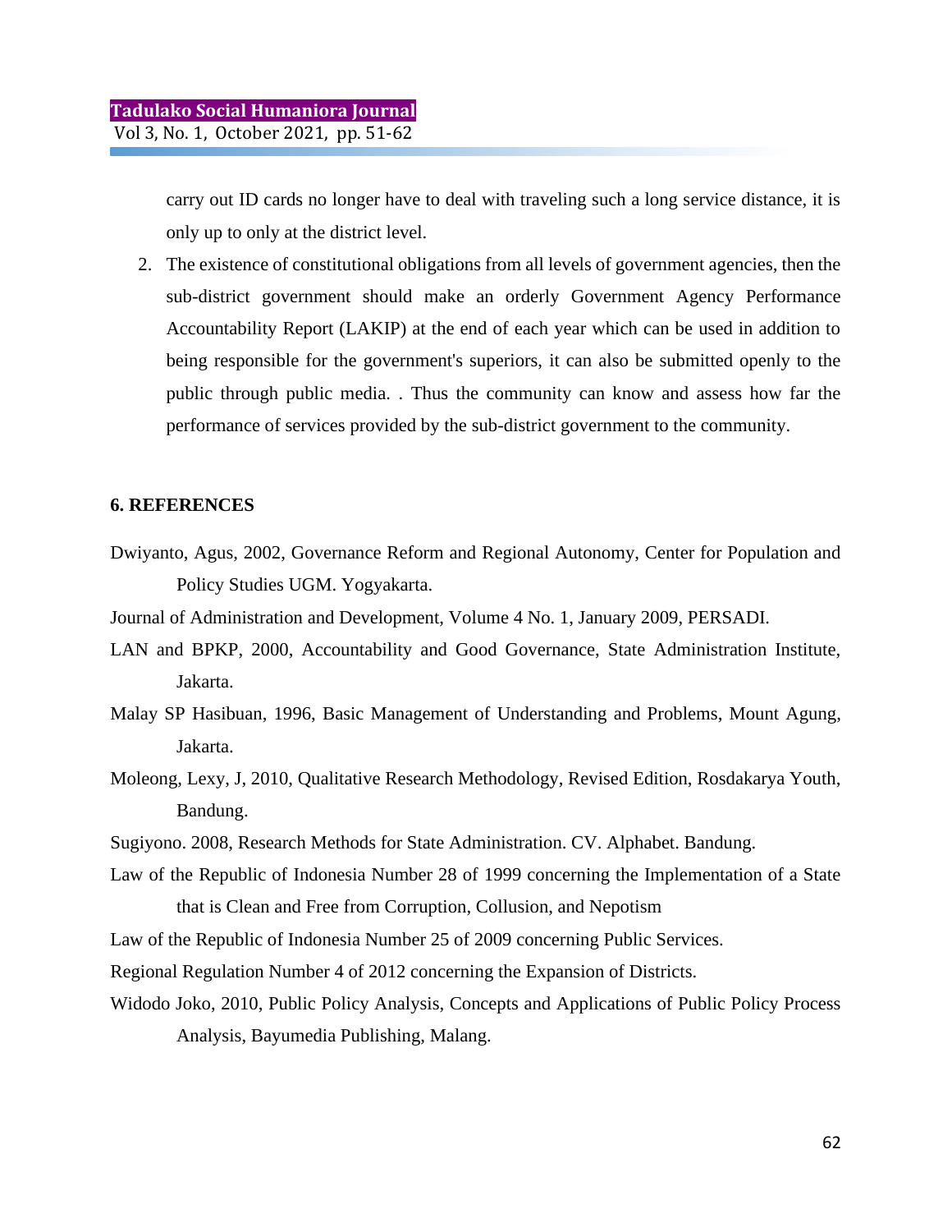carry out ID cards no longer have to deal with traveling such a long service distance, it is only up to only at the district level.

2. The existence of constitutional obligations from all levels of government agencies, then the sub-district government should make an orderly Government Agency Performance Accountability Report (LAKIP) at the end of each year which can be used in addition to being responsible for the government's superiors, it can also be submitted openly to the public through public media. . Thus the community can know and assess how far the performance of services provided by the sub-district government to the community.

## 6. REFERENCES

Dwiyanto, Agus, 2002, Governance Reform and Regional Autonomy, Center for Population and Policy Studies UGM. Yogyakarta.

Journal of Administration and Development, Volume 4 No. 1, January 2009, PERSADI.

LAN and BPKP, 2000, Accountability and Good Governance, State Administration Institute, Jakarta.

Malay SP Hasibuan, 1996, Basic Management of Understanding and Problems, Mount Agung, Jakarta.

Moleong, Lexy, J, 2010, Qualitative Research Methodology, Revised Edition, Rosdakarya Youth, Bandung.

Sugiyono. 2008, Research Methods for State Administration. CV. Alphabet. Bandung.

Law of the Republic of Indonesia Number 28 of 1999 concerning the Implementation of a State that is Clean and Free from Corruption, Collusion, and Nepotism

Law of the Republic of Indonesia Number 25 of 2009 concerning Public Services.

Regional Regulation Number 4 of 2012 concerning the Expansion of Districts.

Widodo Joko, 2010, Public Policy Analysis, Concepts and Applications of Public Policy Process Analysis, Bayumedia Publishing, Malang.